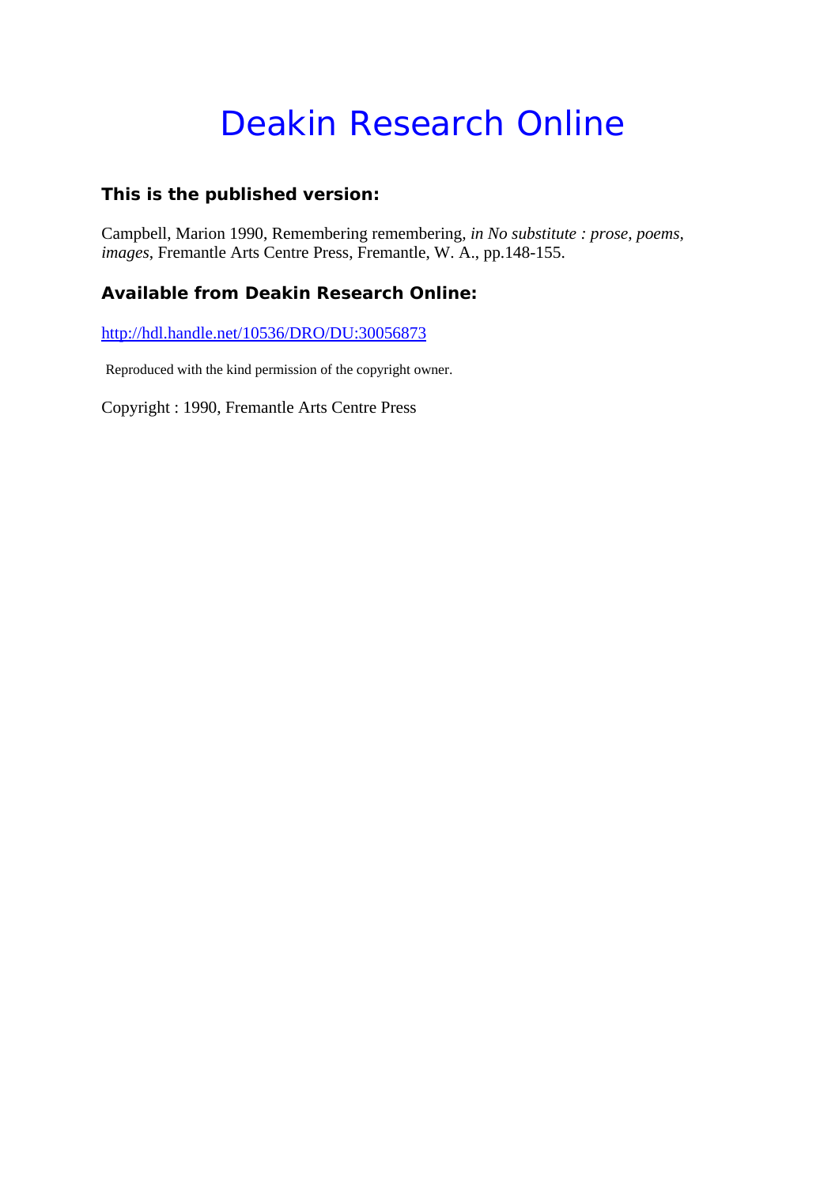# Deakin Research Online

### This is the published version:

Campbell, Marion 1990, Remembering remembering, *in No substitute : prose, poems, images*, Fremantle Arts Centre Press, Fremantle, W. A., pp.148-155.

### Available from Deakin Research Online:

http://hdl.handle.net/10536/DRO/DU:30056873

Reproduced with the kind permission of the copyright owner.

Copyright : 1990, Fremantle Arts Centre Press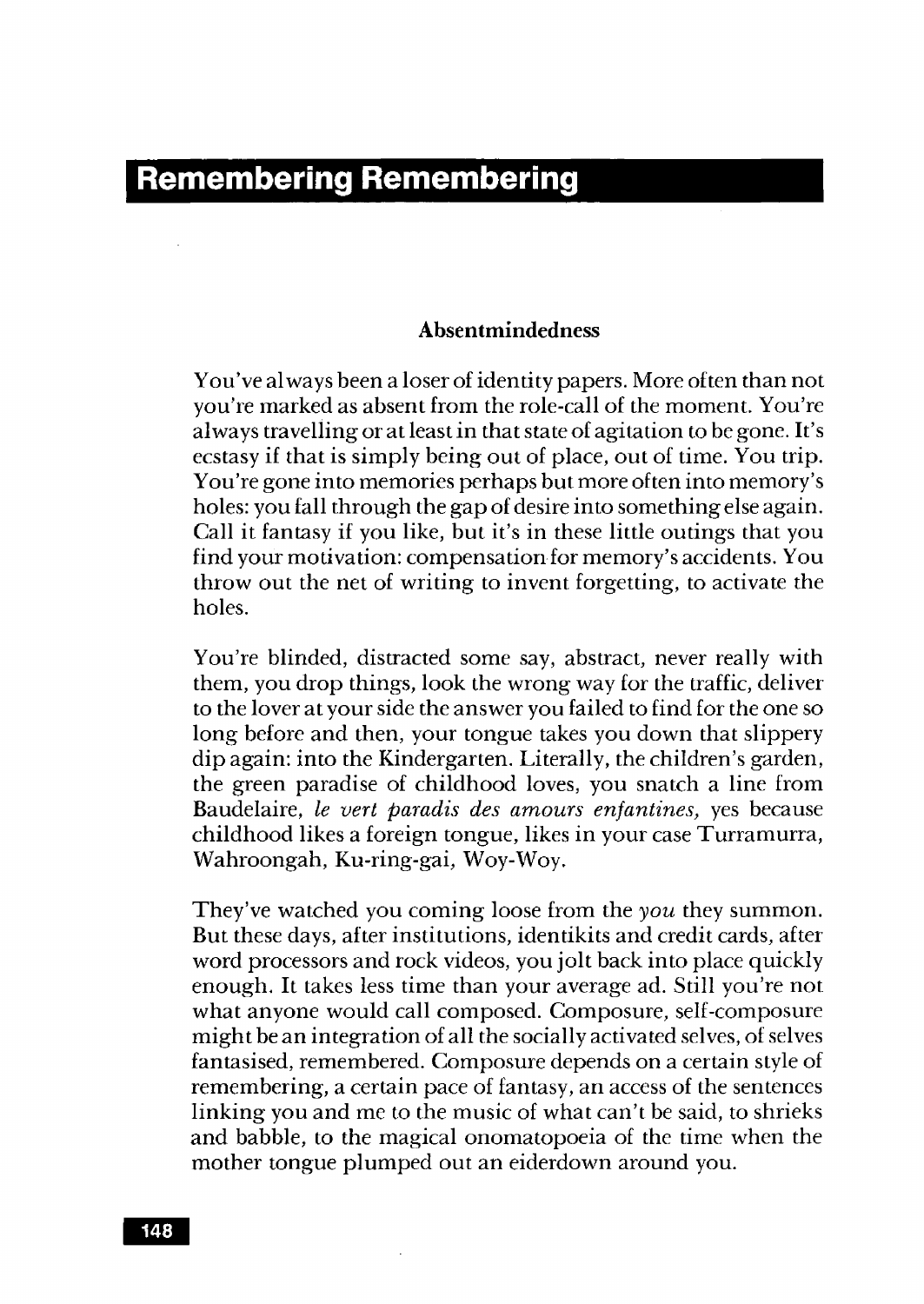# Remembering Remembering

### Absentmindedness

You've always been a loser of identity papers. More often than not you're marked as absent from the role-call of the moment. You're always travelling or at least in that state of agitation to be gone. It's ecstasy if that is simply being out of place, out of time. You trip. You're gone into memories perhaps but more often into memory's holes: you fall through the gap of desire into something else again. Call it fantasy if you like, but it's in these little outings that you find your motivation: compensation for memory's accidents. You throw out the net of writing to invent forgetting, to activate the holes.

You're blinded, distracted some say, abstract, never really with them, you drop things, look the wrong way for the traffic, deliver to the lover at your side the answer you failed to find for the one so long before and then, your tongue takes you down that slippery dip again: into the Kindergarten. Literally, the children's garden, the green paradise of childhood loves, you snatch a line from Baudelaire, *le vert paradis des amours enfantines,* yes because childhood likes a foreign tongue, likes in your case Turramurra, Wahroongah, Ku-ring-gai, Woy-Woy.

They've watched you coming loose from the *you* they summon. But these days, after institutions, identikits and credit cards, after word processors and rock videos, you jolt back into place quickly enough. It takes less time than your average ad. Still you're not what anyone would call composed. Composure, self-composure might be an integration of all the socially activated selves, of selves fantasised, remembered. Composure depends on a certain style of remembering, a certain pace of fantasy, an access of the sentences linking you and me to the music of what can't be said, to shrieks and babble, to the magical onomatopoeia of the time when the mother tongue plumped out an eiderdown around you.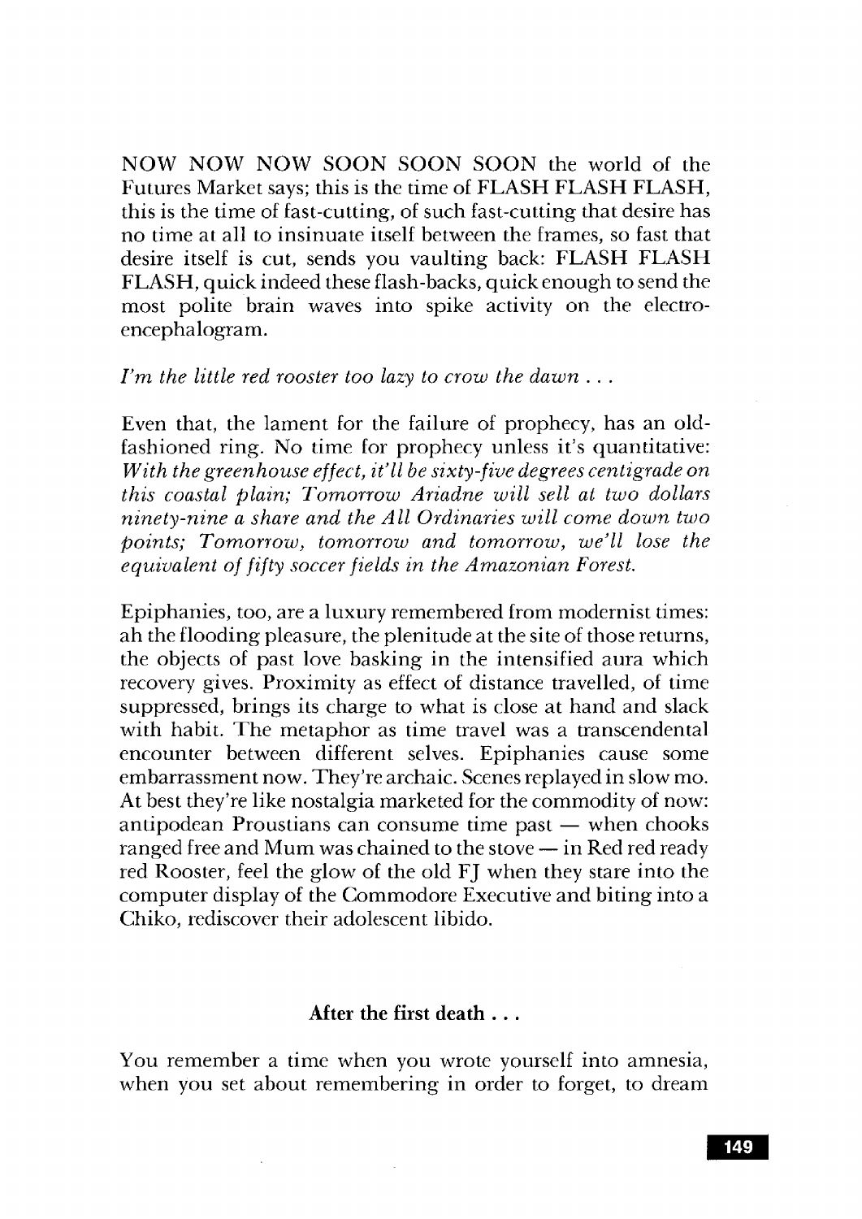NOW NOW NOW SOON SOON SOON the world of the Futures Market says; this is the time of FLASH FLASH FLASH, this is the time of fast-cutting, of such fast-cutting that desire has no time at all to insinuate itself between the frames, so fast that desire itself is cut, sends you vaulting back: FLASH FLASH FLASH, quick indeed these flash-backs, quick enough to send the most polite brain waves into spike activity on the electroencephalogram.

*I'm the little red rooster too lazy to crow the dawn . . .*

Even that, the lament for the failure of prophecy, has an old-fashioned ring. No time for prophecy unless it's quantitative: *With the greenhouse effect, it'll be sixty-five degrees centigrade on this coastal plain; Tomorrow Ariadne will sell at two dollars ninety-nine a share and the All Ordinaries will come down two points; Tomorrow, tomorrow and tomorrow, we'll lose the equivalent of fifty soccer fields in the Amazonian Forest.*

Epiphanies, too, are a luxury remembered from modernist times: ah the flooding pleasure, the plenitude at the site of those returns, the objects of past love basking in the intensified aura which recovery gives. Proximity as effect of distance travelled, of time suppressed, brings its charge to what is close at hand and slack with habit. The metaphor as time travel was a transcendental encounter between different selves. Epiphanies cause some embarrassment now. They're archaic. Scenes replayed in slow mo. At best they're like nostalgia marketed for the commodity of now: antipodean Proustians can consume time past — when chooks ranged free and Mum was chained to the stove — in Red red ready red Rooster, feel the glow of the old FJ when they stare into the computer display of the Commodore Executive and biting into a Chiko, rediscover their adolescent libido.

### After the first death . . .

You remember a time when you wrote yourself into amnesia, when you set about remembering in order to forget, to dream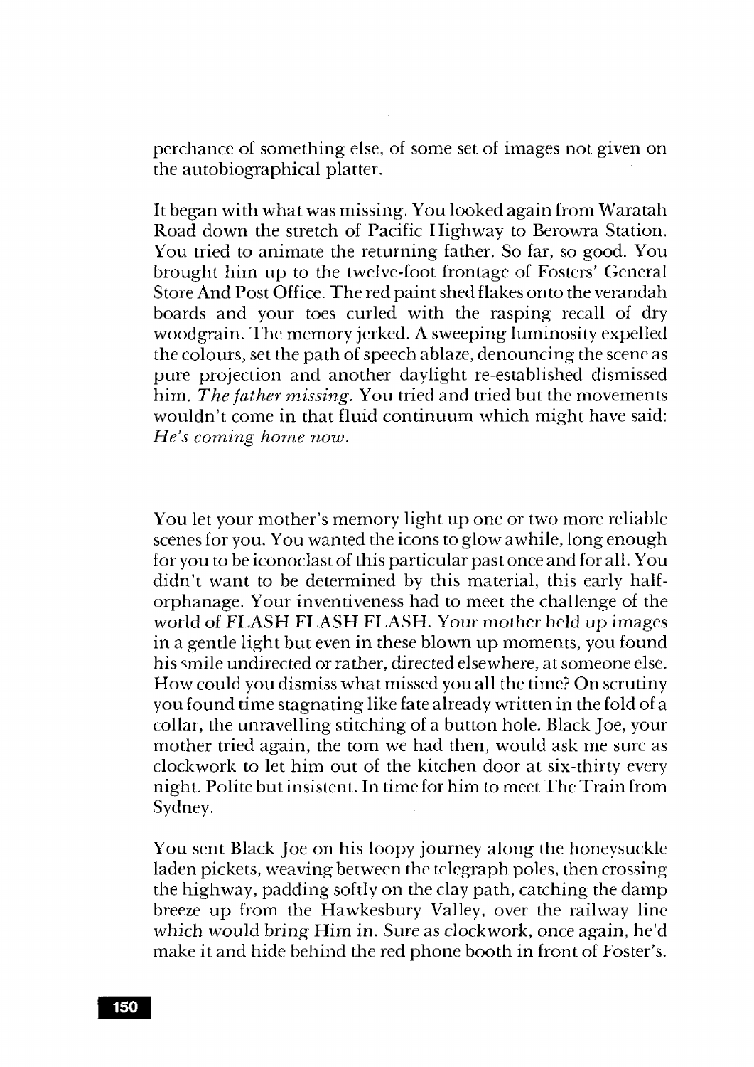perchance of something else, of some set of images not given on the autobiographical platter.

It began with what was missing. You looked again from Waratah Road down the stretch of Pacific Highway to Berowra Station. You tried to animate the returning father. So far, so good. You brought him up to the twelve-foot frontage of Fosters' General Store And Post Office. The red paint shed flakes onto the verandah boards and your toes curled with the rasping recall of dry woodgrain. The memory jerked. A sweeping luminosity expelled the colours, set the path of speech ablaze, denouncing the scene as pure projection and another daylight re-established dismissed him. *The father missing.* You tried and tried but the movements wouldn't come in that fluid continuum which might have said: *He's coming home now.*

You let your mother's memory light up one or two more reliable scenes for you. You wanted the icons to glow awhile, long enough for you to be iconoclast of this particular past once and for all. You didn't want to be determined by this material, this early half-orphanage. Your inventiveness had to meet the challenge of the world of FLASH FLASH FLASH. Your mother held up images in a gentle light but even in these blown up moments, you found his smile undirected or rather, directed elsewhere, at someone else. How could you dismiss what missed you all the time? On scrutiny you found time stagnating like fate already written in the fold of a collar, the unravelling stitching of a button hole. Black Joe, your mother tried again, the tom we had then, would ask me sure as clockwork to let him out of the kitchen door at six-thirty every night. Polite but insistent. In time for him to meet The Train from Sydney.

You sent Black Joe on his loopy journey along the honeysuckle laden pickets, weaving between the telegraph poles, then crossing the highway, padding softly on the clay path, catching the damp breeze up from the Hawkesbury Valley, over the railway line which would bring Him in. Sure as clockwork, once again, he'd make it and hide behind the red phone booth in front of Foster's.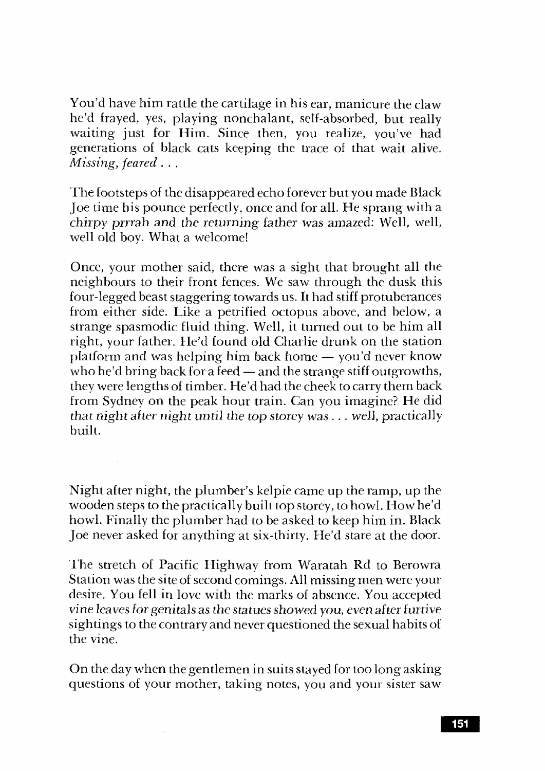You'd have him rattle the cartilage in his ear, manicure the claw he'd frayed, yes, playing nonchalant, self-absorbed, but really waiting just for Him. Since then, you realize, you've had generations of black cats keeping the trace of that wait alive. *Missing, feared . . .*

The footsteps of the disappeared echo forever but you made Black Joe time his pounce perfectly, once and for all. He sprang with a chirpy prrrah and the returning father was amazed: Well, well, well old boy. What a welcome!

Once, your mother said, there was a sight that brought all the neighbours to their front fences. We saw through the dusk this four-legged beast staggering towards us. It had stiff protuberances from either side. Like a petrified octopus above, and below, a strange spasmodic fluid thing. Well, it turned out to be him all right, your father. He'd found old Charlie drunk on the station platform and was helping him back home — you'd never know who he'd bring back for a feed — and the strange stiff outgrowths, they were lengths of timber. He'd had the cheek to carry them back from Sydney on the peak hour train. Can you imagine? He did that night after night until the top storey was . . . well, practically built.

Night after night, the plumber's kelpie came up the ramp, up the wooden steps to the practically built top storey, to howl. How he'd howl. Finally the plumber had to be asked to keep him in. Black Joe never asked for anything at six-thirty. He'd stare at the door.

The stretch of Pacific Highway from Waratah Rd to Berowra Station was the site of second comings. All missing men were your desire. You fell in love with the marks of absence. You accepted vine leaves for genitals as the statues showed you, even after furtive sightings to the contrary and never questioned the sexual habits of the vine.

On the day when the gentlemen in suits stayed for too long asking questions of your mother, taking notes, you and your sister saw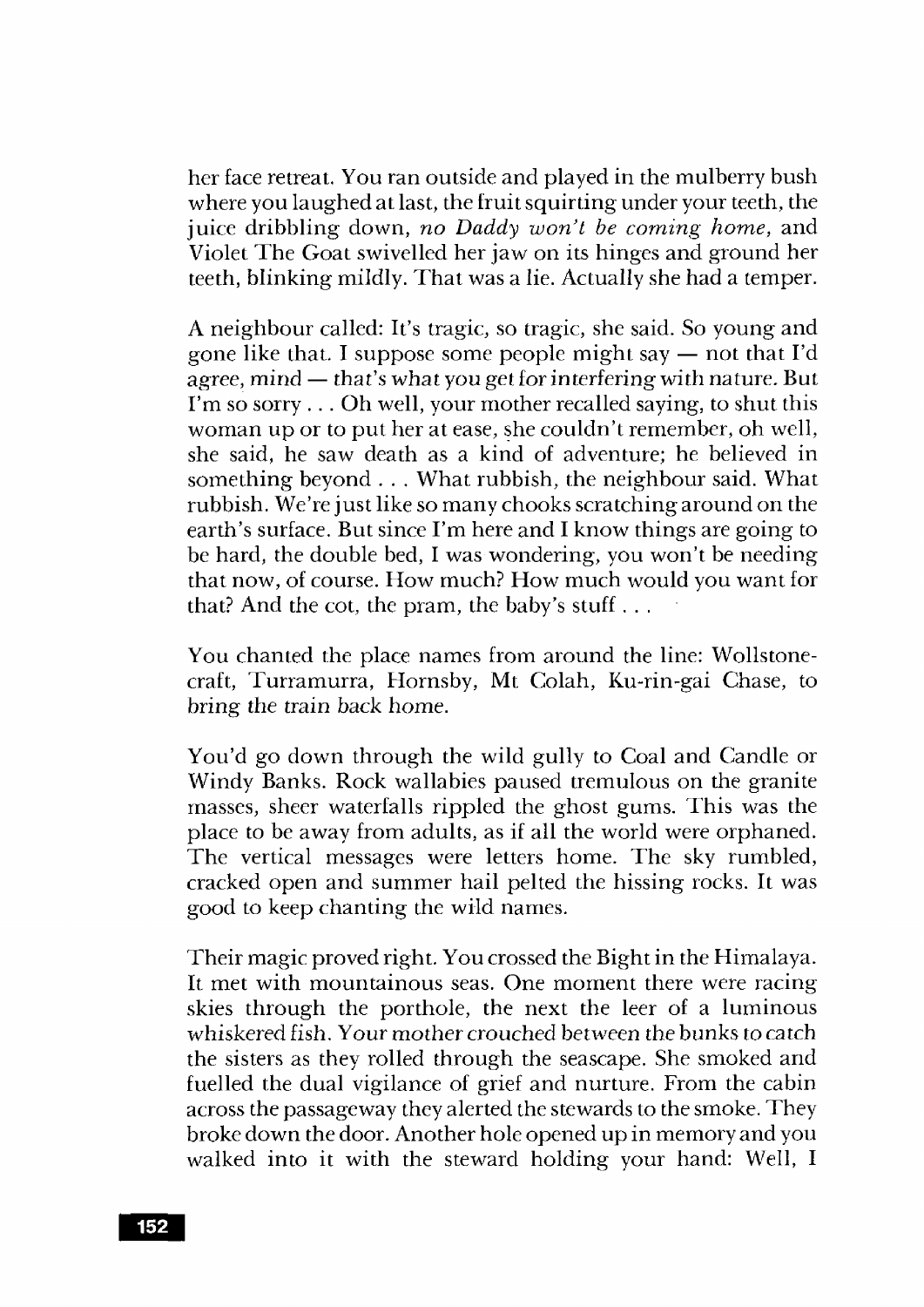her face retreat. You ran outside and played in the mulberry bush where you laughed at last, the fruit squirting under your teeth, the juice dribbling down, *no Daddy won't be coming home*, and Violet The Goat swivelled her jaw on its hinges and ground her teeth, blinking mildly. That was a lie. Actually she had a temper.

A neighbour called: It's tragic, so tragic, she said. So young and gone like that. I suppose some people might say — not that I'd agree, mind — that's what you get for interfering with nature. But I'm so sorry . . . Oh well, your mother recalled saying, to shut this woman up or to put her at ease, she couldn't remember, oh well, she said, he saw death as a kind of adventure; he believed in something beyond . . . What rubbish, the neighbour said. What rubbish. We're just like so many chooks scratching around on the earth's surface. But since I'm here and I know things are going to be hard, the double bed, I was wondering, you won't be needing that now, of course. How much? How much would you want for that? And the cot, the pram, the baby's stuff . . .

You chanted the place names from around the line: Wollstonecraft, Turramurra, Hornsby, Mt Colah, Ku-rin-gai Chase, to bring the train back home.

You'd go down through the wild gully to Coal and Candle or Windy Banks. Rock wallabies paused tremulous on the granite masses, sheer waterfalls rippled the ghost gums. This was the place to be away from adults, as if all the world were orphaned. The vertical messages were letters home. The sky rumbled, cracked open and summer hail pelted the hissing rocks. It was good to keep chanting the wild names.

Their magic proved right. You crossed the Bight in the Himalaya. It met with mountainous seas. One moment there were racing skies through the porthole, the next the leer of a luminous whiskered fish. Your mother crouched between the bunks to catch the sisters as they rolled through the seascape. She smoked and fuelled the dual vigilance of grief and nurture. From the cabin across the passageway they alerted the stewards to the smoke. They broke down the door. Another hole opened up in memory and you walked into it with the steward holding your hand: Well, I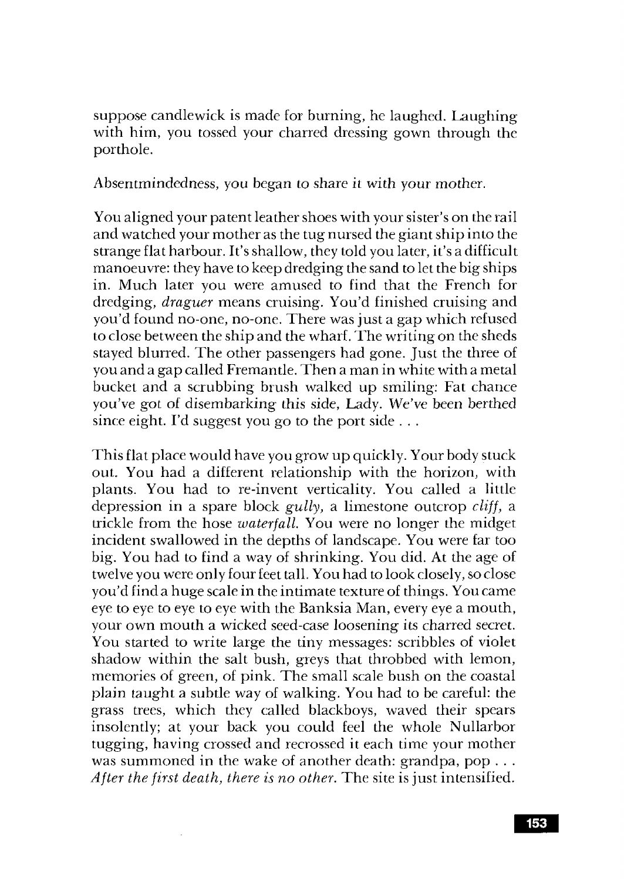suppose candlewick is made for burning, he laughed. Laughing with him, you tossed your charred dressing gown through the porthole.

Absentmindedness, you began to share it with your mother.

You aligned your patent leather shoes with your sister's on the rail and watched your mother as the tug nursed the giant ship into the strange flat harbour. It's shallow, they told you later, it's a difficult manoeuvre: they have to keep dredging the sand to let the big ships in. Much later you were amused to find that the French for dredging, *draguer* means cruising. You'd finished cruising and you'd found no-one, no-one. There was just a gap which refused to close between the ship and the wharf. The writing on the sheds stayed blurred. The other passengers had gone. Just the three of you and a gap called Fremantle. Then a man in white with a metal bucket and a scrubbing brush walked up smiling: Fat chance you've got of disembarking this side, Lady. We've been berthed since eight. I'd suggest you go to the port side . . .

This flat place would have you grow up quickly. Your body stuck out. You had a different relationship with the horizon, with plants. You had to re-invent verticality. You called a little depression in a spare block *gully*, a limestone outcrop *cliff*, a trickle from the hose *waterfall*. You were no longer the midget incident swallowed in the depths of landscape. You were far too big. You had to find a way of shrinking. You did. At the age of twelve you were only four feet tall. You had to look closely, so close you'd find a huge scale in the intimate texture of things. You came eye to eye to eye to eye with the Banksia Man, every eye a mouth, your own mouth a wicked seed-case loosening its charred secret. You started to write large the tiny messages: scribbles of violet shadow within the salt bush, greys that throbbed with lemon, memories of green, of pink. The small scale bush on the coastal plain taught a subtle way of walking. You had to be careful: the grass trees, which they called blackboys, waved their spears insolently; at your back you could feel the whole Nullarbor tugging, having crossed and recrossed it each time your mother was summoned in the wake of another death: grandpa, pop . . . *After the first death, there is no other.* The site is just intensified.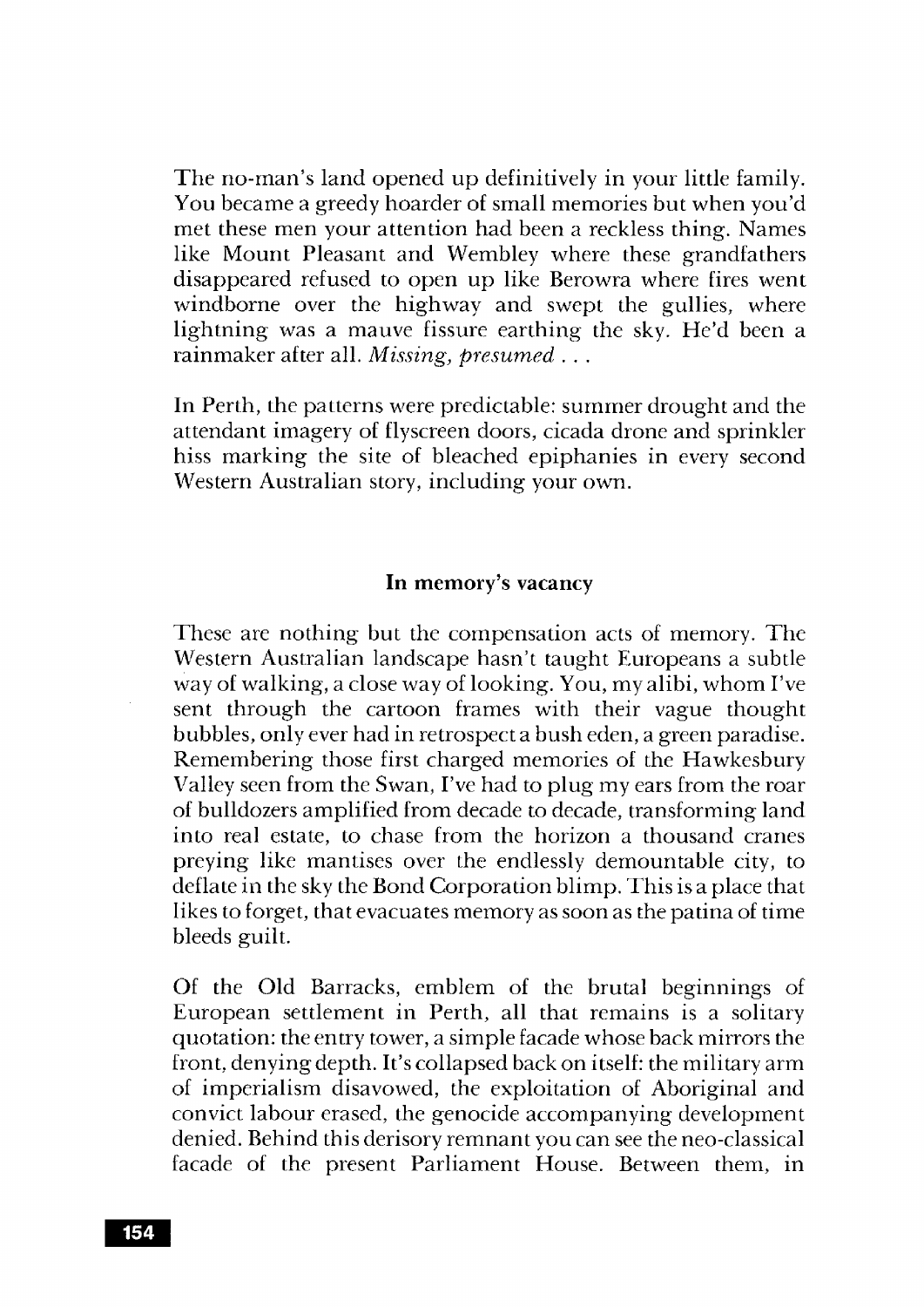The no-man's land opened up definitively in your little family. You became a greedy hoarder of small memories but when you'd met these men your attention had been a reckless thing. Names like Mount Pleasant and Wembley where these grandfathers disappeared refused to open up like Berowra where fires went windborne over the highway and swept the gullies, where lightning was a mauve fissure earthing the sky. He'd been a rainmaker after all. *Missing, presumed . . .*

In Perth, the patterns were predictable: summer drought and the attendant imagery of flyscreen doors, cicada drone and sprinkler hiss marking the site of bleached epiphanies in every second Western Australian story, including your own.

### In memory's vacancy

These are nothing but the compensation acts of memory. The Western Australian landscape hasn't taught Europeans a subtle way of walking, a close way of looking. You, my alibi, whom I've sent through the cartoon frames with their vague thought bubbles, only ever had in retrospect a bush eden, a green paradise. Remembering those first charged memories of the Hawkesbury Valley seen from the Swan, I've had to plug my ears from the roar of bulldozers amplified from decade to decade, transforming land into real estate, to chase from the horizon a thousand cranes preying like mantises over the endlessly demountable city, to deflate in the sky the Bond Corporation blimp. This is a place that likes to forget, that evacuates memory as soon as the patina of time bleeds guilt.

Of the Old Barracks, emblem of the brutal beginnings of European settlement in Perth, all that remains is a solitary quotation: the entry tower, a simple facade whose back mirrors the front, denying depth. It's collapsed back on itself: the military arm of imperialism disavowed, the exploitation of Aboriginal and convict labour erased, the genocide accompanying development denied. Behind this derisory remnant you can see the neo-classical facade of the present Parliament House. Between them, in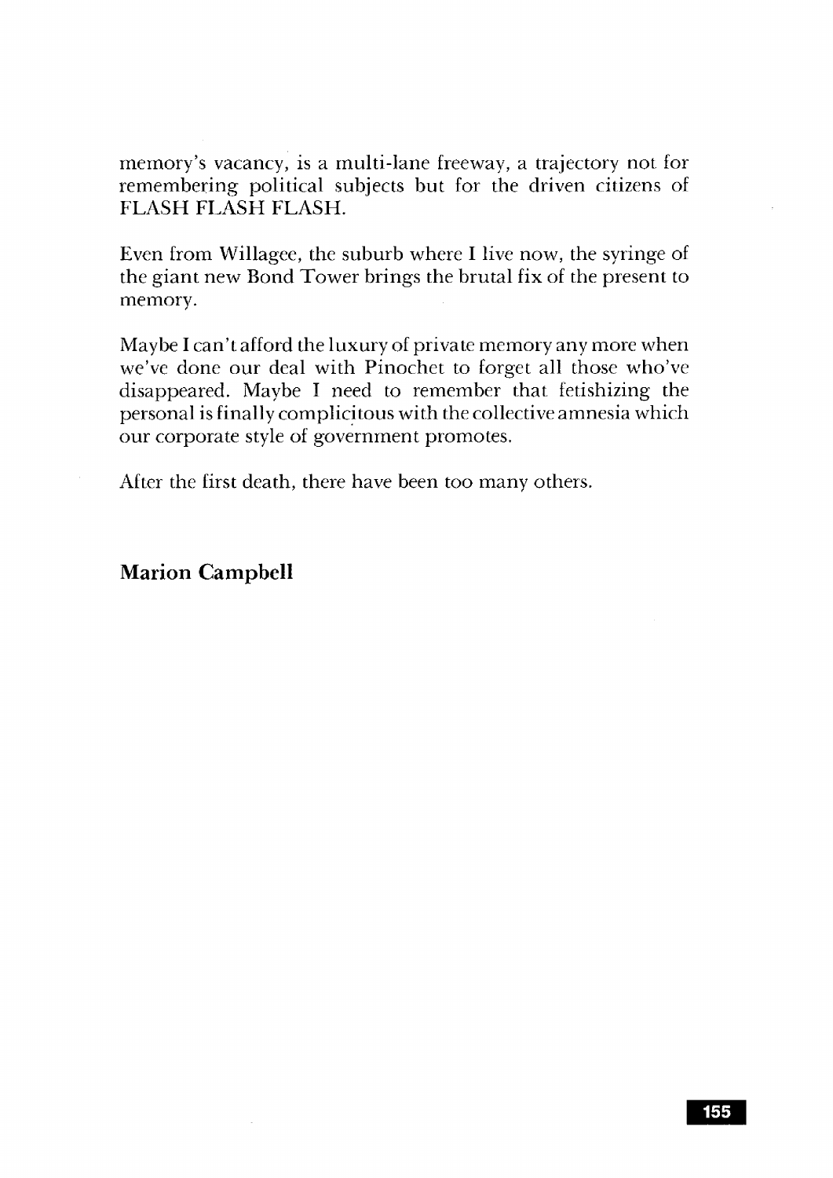memory's vacancy, is a multi-lane freeway, a trajectory not for remembering political subjects but for the driven citizens of FLASH FLASH FLASH.

Even from Willagee, the suburb where I live now, the syringe of the giant new Bond Tower brings the brutal fix of the present to memory.

Maybe I can't afford the luxury of private memory any more when we've done our deal with Pinochet to forget all those who've disappeared. Maybe I need to remember that fetishizing the personal is finally complicitous with the collective amnesia which our corporate style of government promotes.

After the first death, there have been too many others.

**Marion Campbell**